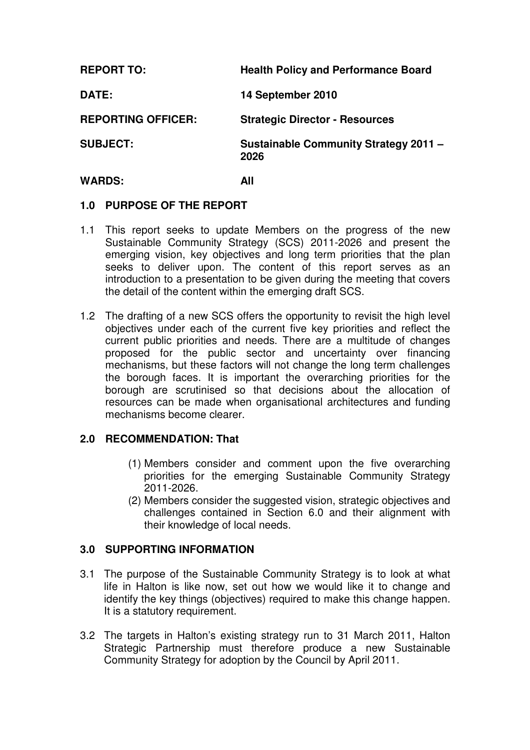| | |
|---|---|
| **REPORT TO:** | **Health Policy and Performance Board** |
| **DATE:** | **14 September 2010** |
| **REPORTING OFFICER:** | **Strategic Director - Resources** |
| **SUBJECT:** | **Sustainable Community Strategy 2011 – 2026** |
| **WARDS:** | **All** |

## 1.0 PURPOSE OF THE REPORT

1.1 This report seeks to update Members on the progress of the new Sustainable Community Strategy (SCS) 2011-2026 and present the emerging vision, key objectives and long term priorities that the plan seeks to deliver upon. The content of this report serves as an introduction to a presentation to be given during the meeting that covers the detail of the content within the emerging draft SCS.

1.2 The drafting of a new SCS offers the opportunity to revisit the high level objectives under each of the current five key priorities and reflect the current public priorities and needs. There are a multitude of changes proposed for the public sector and uncertainty over financing mechanisms, but these factors will not change the long term challenges the borough faces. It is important the overarching priorities for the borough are scrutinised so that decisions about the allocation of resources can be made when organisational architectures and funding mechanisms become clearer.

## 2.0 RECOMMENDATION: That

(1) Members consider and comment upon the five overarching priorities for the emerging Sustainable Community Strategy 2011-2026.

(2) Members consider the suggested vision, strategic objectives and challenges contained in Section 6.0 and their alignment with their knowledge of local needs.

## 3.0 SUPPORTING INFORMATION

3.1 The purpose of the Sustainable Community Strategy is to look at what life in Halton is like now, set out how we would like it to change and identify the key things (objectives) required to make this change happen. It is a statutory requirement.

3.2 The targets in Halton's existing strategy run to 31 March 2011, Halton Strategic Partnership must therefore produce a new Sustainable Community Strategy for adoption by the Council by April 2011.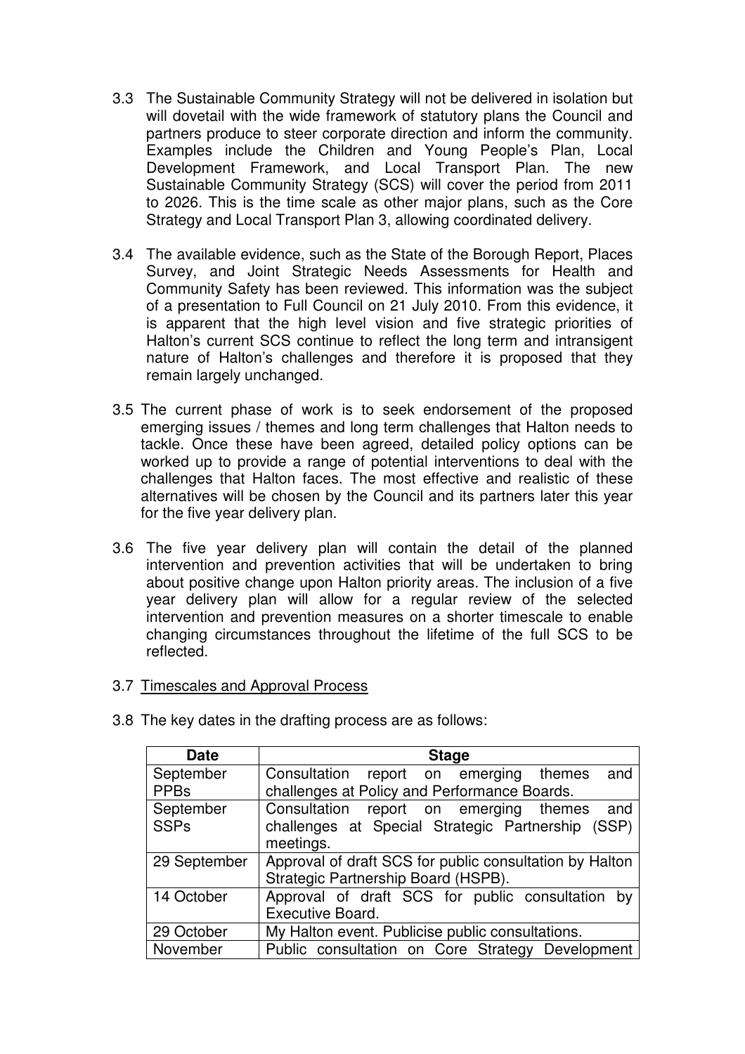3.3 The Sustainable Community Strategy will not be delivered in isolation but will dovetail with the wide framework of statutory plans the Council and partners produce to steer corporate direction and inform the community. Examples include the Children and Young People's Plan, Local Development Framework, and Local Transport Plan. The new Sustainable Community Strategy (SCS) will cover the period from 2011 to 2026. This is the time scale as other major plans, such as the Core Strategy and Local Transport Plan 3, allowing coordinated delivery.

3.4 The available evidence, such as the State of the Borough Report, Places Survey, and Joint Strategic Needs Assessments for Health and Community Safety has been reviewed. This information was the subject of a presentation to Full Council on 21 July 2010. From this evidence, it is apparent that the high level vision and five strategic priorities of Halton's current SCS continue to reflect the long term and intransigent nature of Halton's challenges and therefore it is proposed that they remain largely unchanged.

3.5 The current phase of work is to seek endorsement of the proposed emerging issues / themes and long term challenges that Halton needs to tackle. Once these have been agreed, detailed policy options can be worked up to provide a range of potential interventions to deal with the challenges that Halton faces. The most effective and realistic of these alternatives will be chosen by the Council and its partners later this year for the five year delivery plan.

3.6 The five year delivery plan will contain the detail of the planned intervention and prevention activities that will be undertaken to bring about positive change upon Halton priority areas. The inclusion of a five year delivery plan will allow for a regular review of the selected intervention and prevention measures on a shorter timescale to enable changing circumstances throughout the lifetime of the full SCS to be reflected.

3.7 <u>Timescales and Approval Process</u>

3.8 The key dates in the drafting process are as follows:

| Date | Stage |
|---|---|
| September PPBs | Consultation report on emerging themes and challenges at Policy and Performance Boards. |
| September SSPs | Consultation report on emerging themes and challenges at Special Strategic Partnership (SSP) meetings. |
| 29 September | Approval of draft SCS for public consultation by Halton Strategic Partnership Board (HSPB). |
| 14 October | Approval of draft SCS for public consultation by Executive Board. |
| 29 October | My Halton event. Publicise public consultations. |
| November | Public consultation on Core Strategy Development |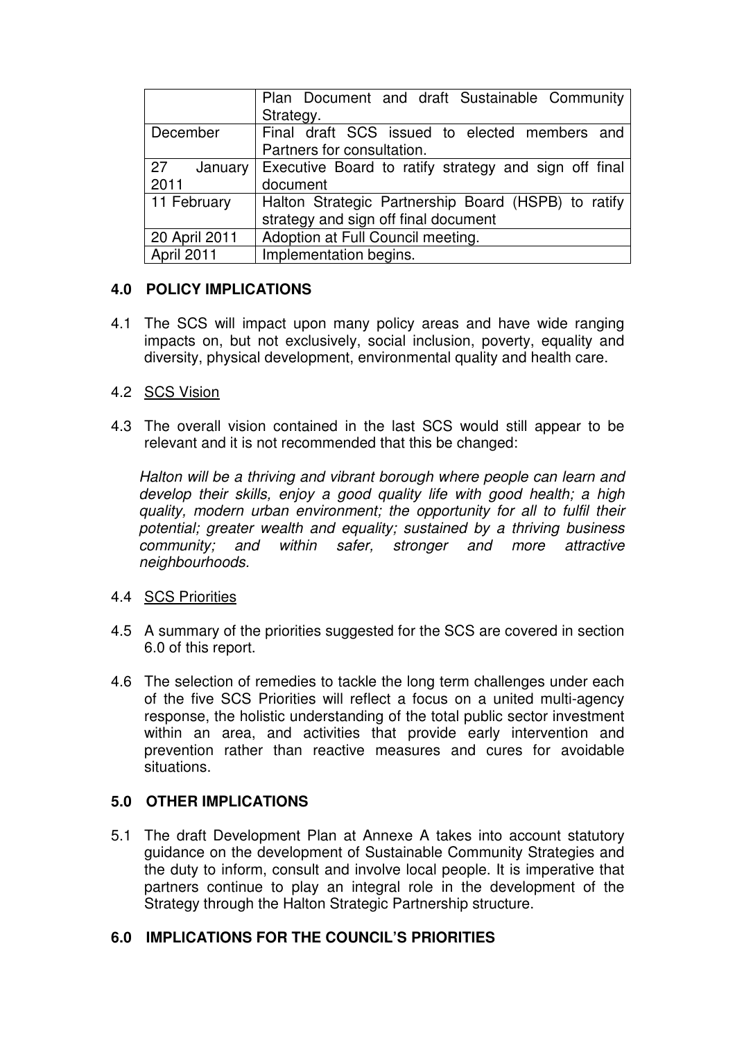|  |  |
| --- | --- |
|  | Plan Document and draft Sustainable Community Strategy. |
| December | Final draft SCS issued to elected members and Partners for consultation. |
| 27 January 2011 | Executive Board to ratify strategy and sign off final document |
| 11 February | Halton Strategic Partnership Board (HSPB) to ratify strategy and sign off final document |
| 20 April 2011 | Adoption at Full Council meeting. |
| April 2011 | Implementation begins. |

## 4.0 POLICY IMPLICATIONS

4.1 The SCS will impact upon many policy areas and have wide ranging impacts on, but not exclusively, social inclusion, poverty, equality and diversity, physical development, environmental quality and health care.

4.2 <u>SCS Vision</u>

4.3 The overall vision contained in the last SCS would still appear to be relevant and it is not recommended that this be changed:

*Halton will be a thriving and vibrant borough where people can learn and develop their skills, enjoy a good quality life with good health; a high quality, modern urban environment; the opportunity for all to fulfil their potential; greater wealth and equality; sustained by a thriving business community; and within safer, stronger and more attractive neighbourhoods.*

4.4 <u>SCS Priorities</u>

4.5 A summary of the priorities suggested for the SCS are covered in section 6.0 of this report.

4.6 The selection of remedies to tackle the long term challenges under each of the five SCS Priorities will reflect a focus on a united multi-agency response, the holistic understanding of the total public sector investment within an area, and activities that provide early intervention and prevention rather than reactive measures and cures for avoidable situations.

## 5.0 OTHER IMPLICATIONS

5.1 The draft Development Plan at Annexe A takes into account statutory guidance on the development of Sustainable Community Strategies and the duty to inform, consult and involve local people. It is imperative that partners continue to play an integral role in the development of the Strategy through the Halton Strategic Partnership structure.

## 6.0 IMPLICATIONS FOR THE COUNCIL'S PRIORITIES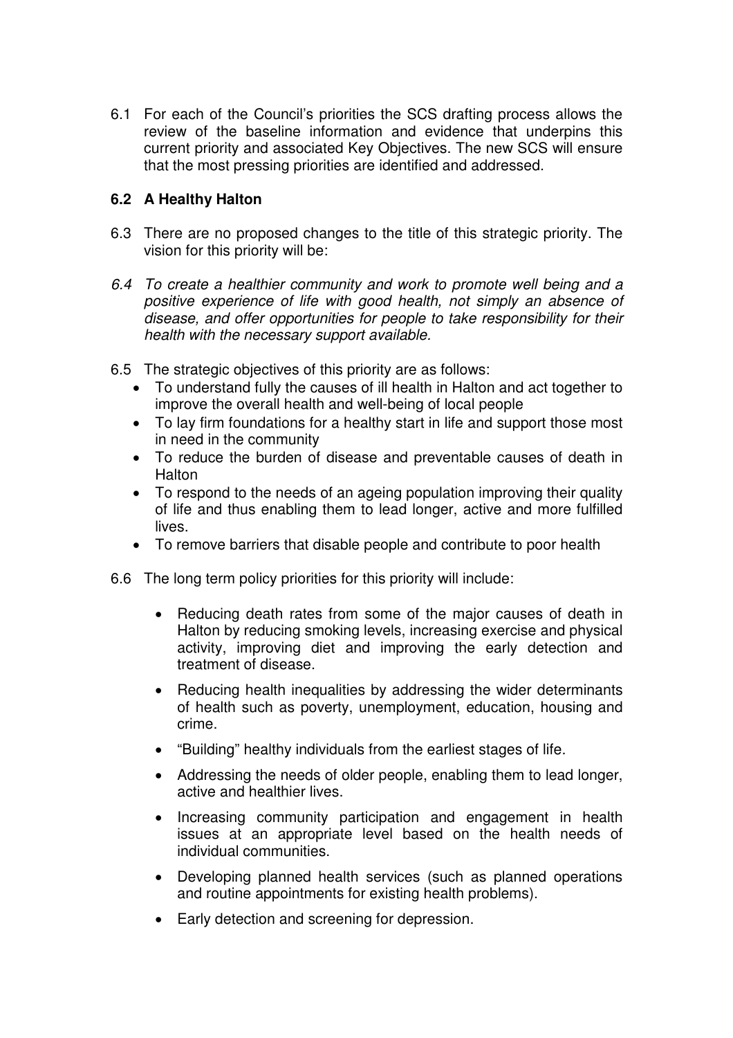6.1 For each of the Council's priorities the SCS drafting process allows the review of the baseline information and evidence that underpins this current priority and associated Key Objectives. The new SCS will ensure that the most pressing priorities are identified and addressed.

**6.2 A Healthy Halton**

6.3 There are no proposed changes to the title of this strategic priority. The vision for this priority will be:

*6.4 To create a healthier community and work to promote well being and a positive experience of life with good health, not simply an absence of disease, and offer opportunities for people to take responsibility for their health with the necessary support available.*

6.5 The strategic objectives of this priority are as follows:

- To understand fully the causes of ill health in Halton and act together to improve the overall health and well-being of local people
- To lay firm foundations for a healthy start in life and support those most in need in the community
- To reduce the burden of disease and preventable causes of death in Halton
- To respond to the needs of an ageing population improving their quality of life and thus enabling them to lead longer, active and more fulfilled lives.
- To remove barriers that disable people and contribute to poor health

6.6 The long term policy priorities for this priority will include:

- Reducing death rates from some of the major causes of death in Halton by reducing smoking levels, increasing exercise and physical activity, improving diet and improving the early detection and treatment of disease.
- Reducing health inequalities by addressing the wider determinants of health such as poverty, unemployment, education, housing and crime.
- "Building" healthy individuals from the earliest stages of life.
- Addressing the needs of older people, enabling them to lead longer, active and healthier lives.
- Increasing community participation and engagement in health issues at an appropriate level based on the health needs of individual communities.
- Developing planned health services (such as planned operations and routine appointments for existing health problems).
- Early detection and screening for depression.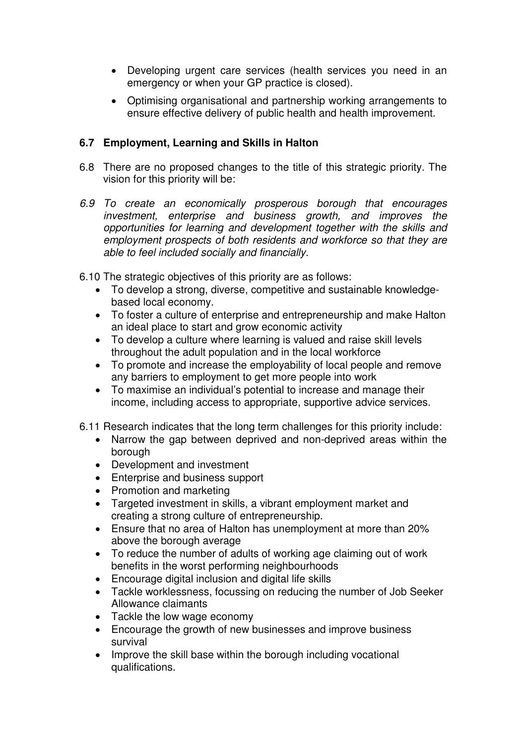- Developing urgent care services (health services you need in an emergency or when your GP practice is closed).
- Optimising organisational and partnership working arrangements to ensure effective delivery of public health and health improvement.

### 6.7 Employment, Learning and Skills in Halton

6.8 There are no proposed changes to the title of this strategic priority. The vision for this priority will be:

*6.9 To create an economically prosperous borough that encourages investment, enterprise and business growth, and improves the opportunities for learning and development together with the skills and employment prospects of both residents and workforce so that they are able to feel included socially and financially.*

6.10 The strategic objectives of this priority are as follows:

- To develop a strong, diverse, competitive and sustainable knowledge-based local economy.
- To foster a culture of enterprise and entrepreneurship and make Halton an ideal place to start and grow economic activity
- To develop a culture where learning is valued and raise skill levels throughout the adult population and in the local workforce
- To promote and increase the employability of local people and remove any barriers to employment to get more people into work
- To maximise an individual's potential to increase and manage their income, including access to appropriate, supportive advice services.

6.11 Research indicates that the long term challenges for this priority include:

- Narrow the gap between deprived and non-deprived areas within the borough
- Development and investment
- Enterprise and business support
- Promotion and marketing
- Targeted investment in skills, a vibrant employment market and creating a strong culture of entrepreneurship.
- Ensure that no area of Halton has unemployment at more than 20% above the borough average
- To reduce the number of adults of working age claiming out of work benefits in the worst performing neighbourhoods
- Encourage digital inclusion and digital life skills
- Tackle worklessness, focussing on reducing the number of Job Seeker Allowance claimants
- Tackle the low wage economy
- Encourage the growth of new businesses and improve business survival
- Improve the skill base within the borough including vocational qualifications.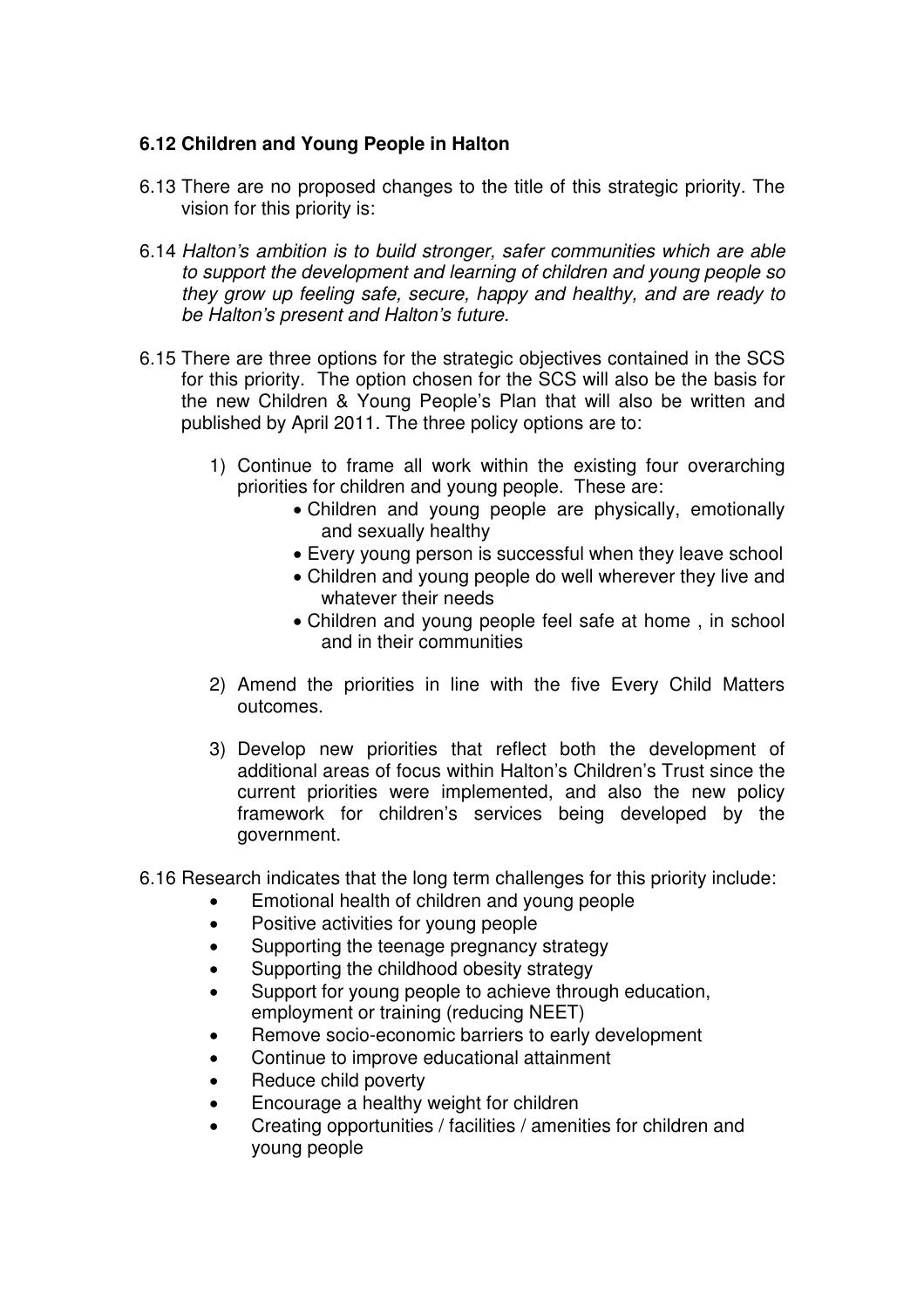**6.12 Children and Young People in Halton**

6.13 There are no proposed changes to the title of this strategic priority. The vision for this priority is:

6.14 *Halton's ambition is to build stronger, safer communities which are able to support the development and learning of children and young people so they grow up feeling safe, secure, happy and healthy, and are ready to be Halton's present and Halton's future.*

6.15 There are three options for the strategic objectives contained in the SCS for this priority. The option chosen for the SCS will also be the basis for the new Children & Young People's Plan that will also be written and published by April 2011. The three policy options are to:

1) Continue to frame all work within the existing four overarching priorities for children and young people. These are:
    - Children and young people are physically, emotionally and sexually healthy
    - Every young person is successful when they leave school
    - Children and young people do well wherever they live and whatever their needs
    - Children and young people feel safe at home , in school and in their communities

2) Amend the priorities in line with the five Every Child Matters outcomes.

3) Develop new priorities that reflect both the development of additional areas of focus within Halton's Children's Trust since the current priorities were implemented, and also the new policy framework for children's services being developed by the government.

6.16 Research indicates that the long term challenges for this priority include:

- Emotional health of children and young people
- Positive activities for young people
- Supporting the teenage pregnancy strategy
- Supporting the childhood obesity strategy
- Support for young people to achieve through education, employment or training (reducing NEET)
- Remove socio-economic barriers to early development
- Continue to improve educational attainment
- Reduce child poverty
- Encourage a healthy weight for children
- Creating opportunities / facilities / amenities for children and young people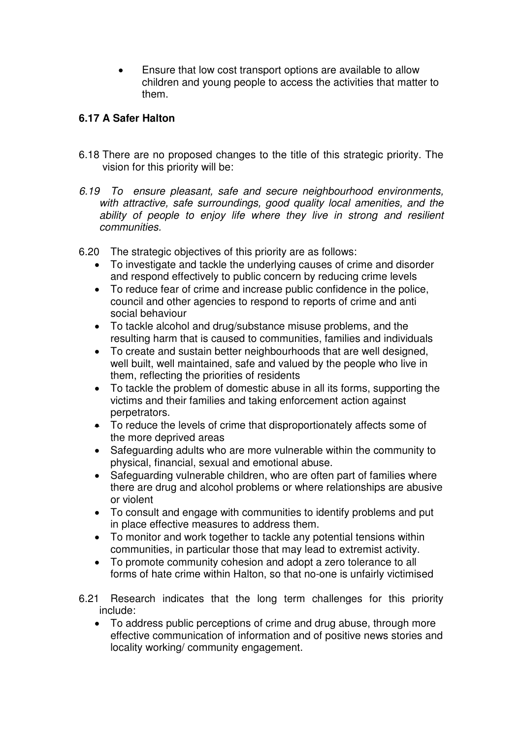- Ensure that low cost transport options are available to allow children and young people to access the activities that matter to them.

**6.17 A Safer Halton**

6.18 There are no proposed changes to the title of this strategic priority. The vision for this priority will be:

*6.19 To ensure pleasant, safe and secure neighbourhood environments, with attractive, safe surroundings, good quality local amenities, and the ability of people to enjoy life where they live in strong and resilient communities.*

6.20 The strategic objectives of this priority are as follows:

- To investigate and tackle the underlying causes of crime and disorder and respond effectively to public concern by reducing crime levels
- To reduce fear of crime and increase public confidence in the police, council and other agencies to respond to reports of crime and anti social behaviour
- To tackle alcohol and drug/substance misuse problems, and the resulting harm that is caused to communities, families and individuals
- To create and sustain better neighbourhoods that are well designed, well built, well maintained, safe and valued by the people who live in them, reflecting the priorities of residents
- To tackle the problem of domestic abuse in all its forms, supporting the victims and their families and taking enforcement action against perpetrators.
- To reduce the levels of crime that disproportionately affects some of the more deprived areas
- Safeguarding adults who are more vulnerable within the community to physical, financial, sexual and emotional abuse.
- Safeguarding vulnerable children, who are often part of families where there are drug and alcohol problems or where relationships are abusive or violent
- To consult and engage with communities to identify problems and put in place effective measures to address them.
- To monitor and work together to tackle any potential tensions within communities, in particular those that may lead to extremist activity.
- To promote community cohesion and adopt a zero tolerance to all forms of hate crime within Halton, so that no-one is unfairly victimised

6.21 Research indicates that the long term challenges for this priority include:

- To address public perceptions of crime and drug abuse, through more effective communication of information and of positive news stories and locality working/ community engagement.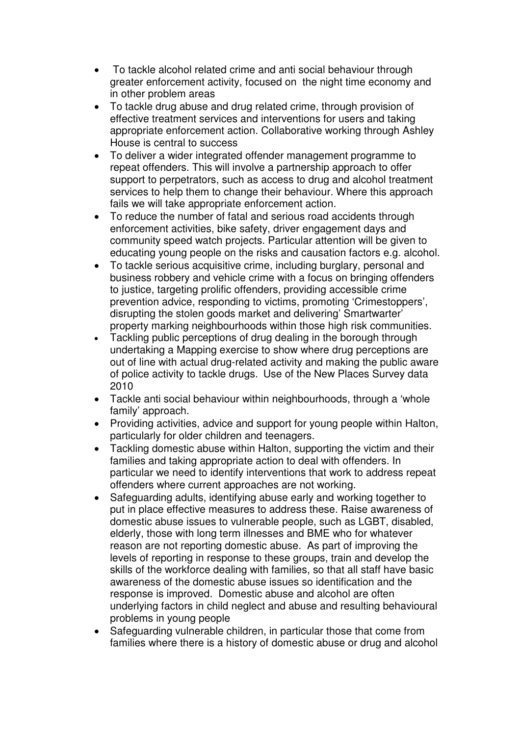- To tackle alcohol related crime and anti social behaviour through greater enforcement activity, focused on the night time economy and in other problem areas
- To tackle drug abuse and drug related crime, through provision of effective treatment services and interventions for users and taking appropriate enforcement action. Collaborative working through Ashley House is central to success
- To deliver a wider integrated offender management programme to repeat offenders. This will involve a partnership approach to offer support to perpetrators, such as access to drug and alcohol treatment services to help them to change their behaviour. Where this approach fails we will take appropriate enforcement action.
- To reduce the number of fatal and serious road accidents through enforcement activities, bike safety, driver engagement days and community speed watch projects. Particular attention will be given to educating young people on the risks and causation factors e.g. alcohol.
- To tackle serious acquisitive crime, including burglary, personal and business robbery and vehicle crime with a focus on bringing offenders to justice, targeting prolific offenders, providing accessible crime prevention advice, responding to victims, promoting 'Crimestoppers', disrupting the stolen goods market and delivering' Smartwarter' property marking neighbourhoods within those high risk communities.
- Tackling public perceptions of drug dealing in the borough through undertaking a Mapping exercise to show where drug perceptions are out of line with actual drug-related activity and making the public aware of police activity to tackle drugs. Use of the New Places Survey data 2010
- Tackle anti social behaviour within neighbourhoods, through a 'whole family' approach.
- Providing activities, advice and support for young people within Halton, particularly for older children and teenagers.
- Tackling domestic abuse within Halton, supporting the victim and their families and taking appropriate action to deal with offenders. In particular we need to identify interventions that work to address repeat offenders where current approaches are not working.
- Safeguarding adults, identifying abuse early and working together to put in place effective measures to address these. Raise awareness of domestic abuse issues to vulnerable people, such as LGBT, disabled, elderly, those with long term illnesses and BME who for whatever reason are not reporting domestic abuse. As part of improving the levels of reporting in response to these groups, train and develop the skills of the workforce dealing with families, so that all staff have basic awareness of the domestic abuse issues so identification and the response is improved. Domestic abuse and alcohol are often underlying factors in child neglect and abuse and resulting behavioural problems in young people
- Safeguarding vulnerable children, in particular those that come from families where there is a history of domestic abuse or drug and alcohol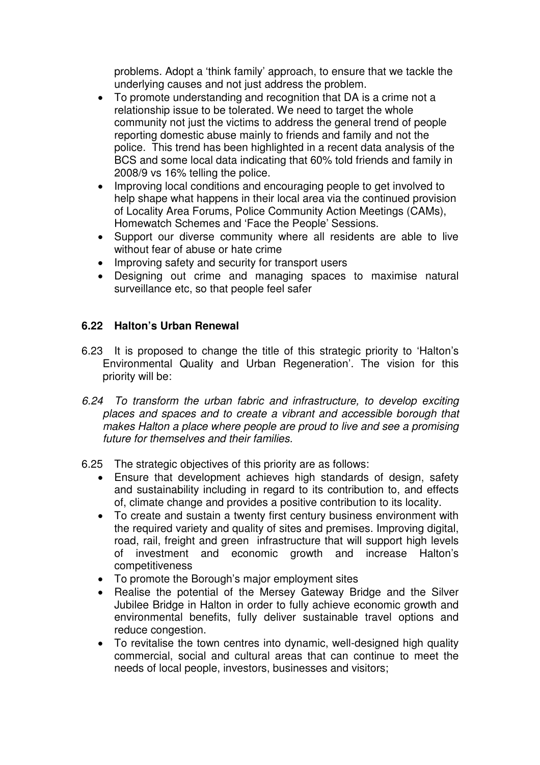problems. Adopt a 'think family' approach, to ensure that we tackle the underlying causes and not just address the problem.

- To promote understanding and recognition that DA is a crime not a relationship issue to be tolerated. We need to target the whole community not just the victims to address the general trend of people reporting domestic abuse mainly to friends and family and not the police. This trend has been highlighted in a recent data analysis of the BCS and some local data indicating that 60% told friends and family in 2008/9 vs 16% telling the police.
- Improving local conditions and encouraging people to get involved to help shape what happens in their local area via the continued provision of Locality Area Forums, Police Community Action Meetings (CAMs), Homewatch Schemes and 'Face the People' Sessions.
- Support our diverse community where all residents are able to live without fear of abuse or hate crime
- Improving safety and security for transport users
- Designing out crime and managing spaces to maximise natural surveillance etc, so that people feel safer

**6.22 Halton's Urban Renewal**

6.23 It is proposed to change the title of this strategic priority to 'Halton's Environmental Quality and Urban Regeneration'. The vision for this priority will be:

*6.24 To transform the urban fabric and infrastructure, to develop exciting places and spaces and to create a vibrant and accessible borough that makes Halton a place where people are proud to live and see a promising future for themselves and their families.*

6.25 The strategic objectives of this priority are as follows:

- Ensure that development achieves high standards of design, safety and sustainability including in regard to its contribution to, and effects of, climate change and provides a positive contribution to its locality.
- To create and sustain a twenty first century business environment with the required variety and quality of sites and premises. Improving digital, road, rail, freight and green infrastructure that will support high levels of investment and economic growth and increase Halton's competitiveness
- To promote the Borough's major employment sites
- Realise the potential of the Mersey Gateway Bridge and the Silver Jubilee Bridge in Halton in order to fully achieve economic growth and environmental benefits, fully deliver sustainable travel options and reduce congestion.
- To revitalise the town centres into dynamic, well-designed high quality commercial, social and cultural areas that can continue to meet the needs of local people, investors, businesses and visitors;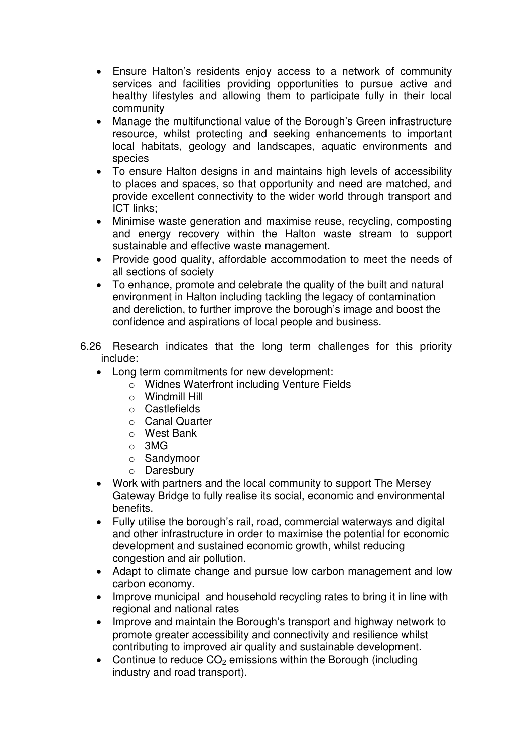- Ensure Halton's residents enjoy access to a network of community services and facilities providing opportunities to pursue active and healthy lifestyles and allowing them to participate fully in their local community
- Manage the multifunctional value of the Borough's Green infrastructure resource, whilst protecting and seeking enhancements to important local habitats, geology and landscapes, aquatic environments and species
- To ensure Halton designs in and maintains high levels of accessibility to places and spaces, so that opportunity and need are matched, and provide excellent connectivity to the wider world through transport and ICT links;
- Minimise waste generation and maximise reuse, recycling, composting and energy recovery within the Halton waste stream to support sustainable and effective waste management.
- Provide good quality, affordable accommodation to meet the needs of all sections of society
- To enhance, promote and celebrate the quality of the built and natural environment in Halton including tackling the legacy of contamination and dereliction, to further improve the borough's image and boost the confidence and aspirations of local people and business.

6.26 Research indicates that the long term challenges for this priority include:

- Long term commitments for new development:
  - Widnes Waterfront including Venture Fields
  - Windmill Hill
  - Castlefields
  - Canal Quarter
  - West Bank
  - 3MG
  - Sandymoor
  - Daresbury
- Work with partners and the local community to support The Mersey Gateway Bridge to fully realise its social, economic and environmental benefits.
- Fully utilise the borough's rail, road, commercial waterways and digital and other infrastructure in order to maximise the potential for economic development and sustained economic growth, whilst reducing congestion and air pollution.
- Adapt to climate change and pursue low carbon management and low carbon economy.
- Improve municipal and household recycling rates to bring it in line with regional and national rates
- Improve and maintain the Borough's transport and highway network to promote greater accessibility and connectivity and resilience whilst contributing to improved air quality and sustainable development.
- Continue to reduce $CO_2$ emissions within the Borough (including industry and road transport).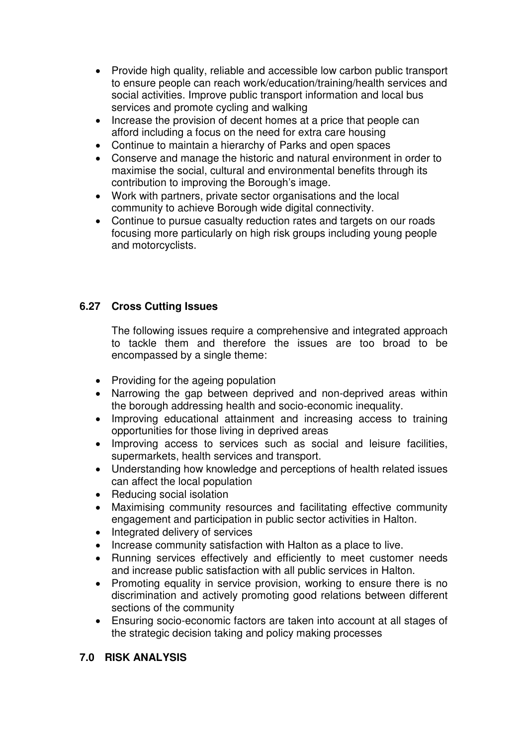- Provide high quality, reliable and accessible low carbon public transport to ensure people can reach work/education/training/health services and social activities. Improve public transport information and local bus services and promote cycling and walking
- Increase the provision of decent homes at a price that people can afford including a focus on the need for extra care housing
- Continue to maintain a hierarchy of Parks and open spaces
- Conserve and manage the historic and natural environment in order to maximise the social, cultural and environmental benefits through its contribution to improving the Borough's image.
- Work with partners, private sector organisations and the local community to achieve Borough wide digital connectivity.
- Continue to pursue casualty reduction rates and targets on our roads focusing more particularly on high risk groups including young people and motorcyclists.

### 6.27 Cross Cutting Issues

The following issues require a comprehensive and integrated approach to tackle them and therefore the issues are too broad to be encompassed by a single theme:

- Providing for the ageing population
- Narrowing the gap between deprived and non-deprived areas within the borough addressing health and socio-economic inequality.
- Improving educational attainment and increasing access to training opportunities for those living in deprived areas
- Improving access to services such as social and leisure facilities, supermarkets, health services and transport.
- Understanding how knowledge and perceptions of health related issues can affect the local population
- Reducing social isolation
- Maximising community resources and facilitating effective community engagement and participation in public sector activities in Halton.
- Integrated delivery of services
- Increase community satisfaction with Halton as a place to live.
- Running services effectively and efficiently to meet customer needs and increase public satisfaction with all public services in Halton.
- Promoting equality in service provision, working to ensure there is no discrimination and actively promoting good relations between different sections of the community
- Ensuring socio-economic factors are taken into account at all stages of the strategic decision taking and policy making processes

## 7.0 RISK ANALYSIS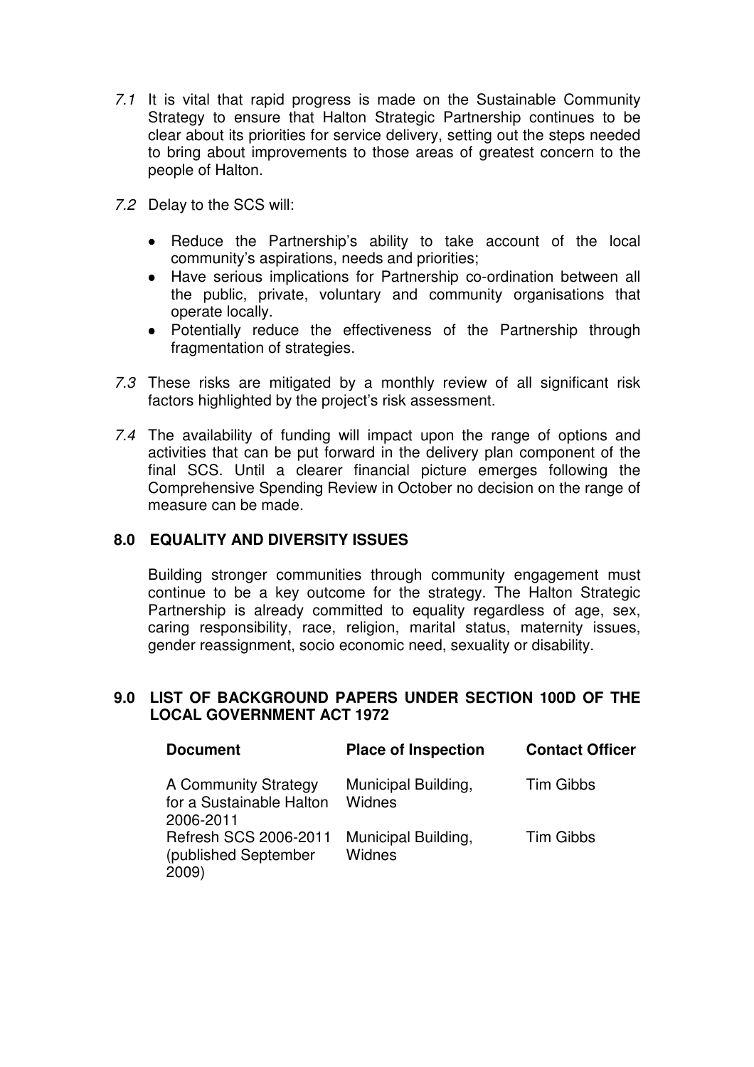*7.1* It is vital that rapid progress is made on the Sustainable Community Strategy to ensure that Halton Strategic Partnership continues to be clear about its priorities for service delivery, setting out the steps needed to bring about improvements to those areas of greatest concern to the people of Halton.

*7.2* Delay to the SCS will:

- Reduce the Partnership's ability to take account of the local community's aspirations, needs and priorities;
- Have serious implications for Partnership co-ordination between all the public, private, voluntary and community organisations that operate locally.
- Potentially reduce the effectiveness of the Partnership through fragmentation of strategies.

*7.3* These risks are mitigated by a monthly review of all significant risk factors highlighted by the project's risk assessment.

*7.4* The availability of funding will impact upon the range of options and activities that can be put forward in the delivery plan component of the final SCS. Until a clearer financial picture emerges following the Comprehensive Spending Review in October no decision on the range of measure can be made.

## 8.0 EQUALITY AND DIVERSITY ISSUES

Building stronger communities through community engagement must continue to be a key outcome for the strategy. The Halton Strategic Partnership is already committed to equality regardless of age, sex, caring responsibility, race, religion, marital status, maternity issues, gender reassignment, socio economic need, sexuality or disability.

## 9.0 LIST OF BACKGROUND PAPERS UNDER SECTION 100D OF THE LOCAL GOVERNMENT ACT 1972

| Document | Place of Inspection | Contact Officer |
|---|---|---|
| A Community Strategy for a Sustainable Halton 2006-2011 | Municipal Building, Widnes | Tim Gibbs |
| Refresh SCS 2006-2011 (published September 2009) | Municipal Building, Widnes | Tim Gibbs |